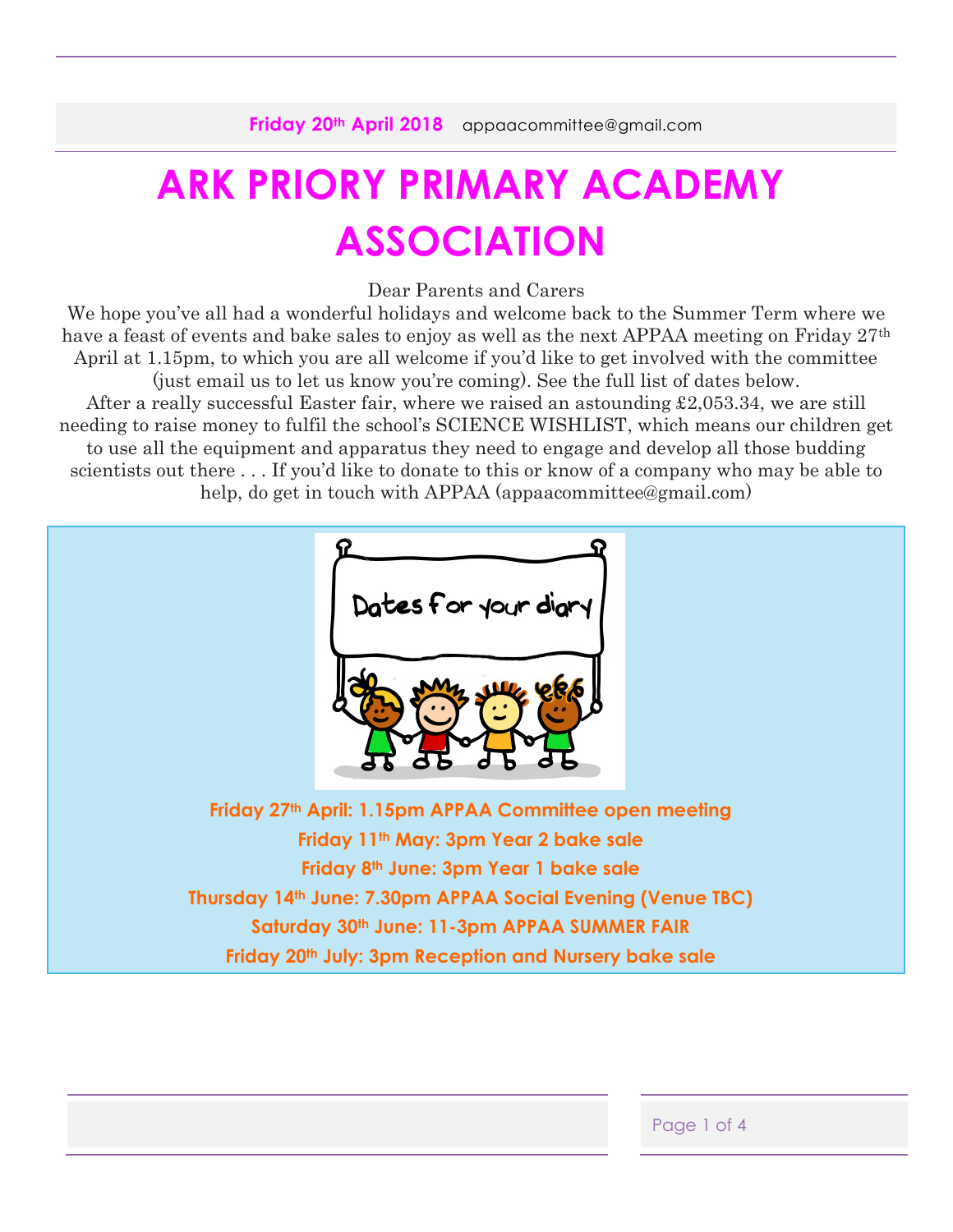**Friday 20th April 2018** appaacommittee@gmail.com

# ARK PRIORY PRIMARY ACADEMY ASSOCIATION

Dear Parents and Carers

We hope you've all had a wonderful holidays and welcome back to the Summer Term where we have a feast of events and bake sales to enjoy as well as the next APPAA meeting on Friday 27th April at 1.15pm, to which you are all welcome if you'd like to get involved with the committee (just email us to let us know you're coming). See the full list of dates below.

After a really successful Easter fair, where we raised an astounding £2,053.34, we are still needing to raise money to fulfil the school's SCIENCE WISHLIST, which means our children get to use all the equipment and apparatus they need to engage and develop all those budding scientists out there . . . If you'd like to donate to this or know of a company who may be able to help, do get in touch with APPAA (appaacommittee@gmail.com)

Dates for your diary

**Friday 27th April: 1.15pm APPAA Committee open meeting**

**Friday 11th May: 3pm Year 2 bake sale**

**Friday 8th June: 3pm Year 1 bake sale**

**Thursday 14th June: 7.30pm APPAA Social Evening (Venue TBC)**

**Saturday 30th June: 11-3pm APPAA SUMMER FAIR**

**Friday 20th July: 3pm Reception and Nursery bake sale**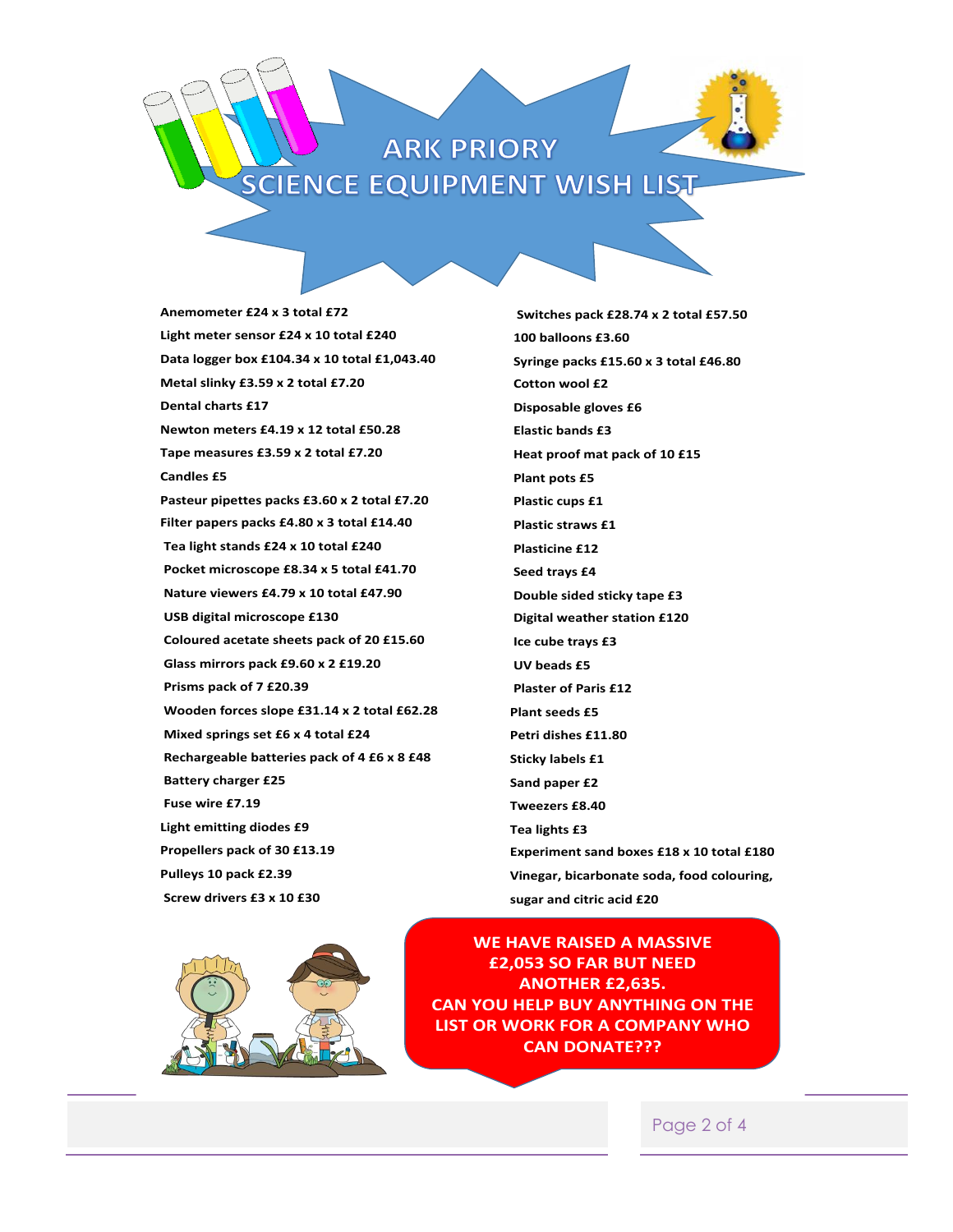# ARK PRIORY
# SCIENCE EQUIPMENT WISH LIST

**Anemometer £24 x 3 total £72**
**Light meter sensor £24 x 10 total £240**
**Data logger box £104.34 x 10 total £1,043.40**
**Metal slinky £3.59 x 2 total £7.20**
**Dental charts £17**
**Newton meters £4.19 x 12 total £50.28**
**Tape measures £3.59 x 2 total £7.20**
**Candles £5**
**Pasteur pipettes packs £3.60 x 2 total £7.20**
**Filter papers packs £4.80 x 3 total £14.40**
**Tea light stands £24 x 10 total £240**
**Pocket microscope £8.34 x 5 total £41.70**
**Nature viewers £4.79 x 10 total £47.90**
**USB digital microscope £130**
**Coloured acetate sheets pack of 20 £15.60**
**Glass mirrors pack £9.60 x 2 £19.20**
**Prisms pack of 7 £20.39**
**Wooden forces slope £31.14 x 2 total £62.28**
**Mixed springs set £6 x 4 total £24**
**Rechargeable batteries pack of 4 £6 x 8 £48**
**Battery charger £25**
**Fuse wire £7.19**
**Light emitting diodes £9**
**Propellers pack of 30 £13.19**
**Pulleys 10 pack £2.39**
**Screw drivers £3 x 10 £30**

**Switches pack £28.74 x 2 total £57.50**
**100 balloons £3.60**
**Syringe packs £15.60 x 3 total £46.80**
**Cotton wool £2**
**Disposable gloves £6**
**Elastic bands £3**
**Heat proof mat pack of 10 £15**
**Plant pots £5**
**Plastic cups £1**
**Plastic straws £1**
**Plasticine £12**
**Seed trays £4**
**Double sided sticky tape £3**
**Digital weather station £120**
**Ice cube trays £3**
**UV beads £5**
**Plaster of Paris £12**
**Plant seeds £5**
**Petri dishes £11.80**
**Sticky labels £1**
**Sand paper £2**
**Tweezers £8.40**
**Tea lights £3**
**Experiment sand boxes £18 x 10 total £180**
**Vinegar, bicarbonate soda, food colouring, sugar and citric acid £20**

**WE HAVE RAISED A MASSIVE £2,053 SO FAR BUT NEED ANOTHER £2,635.**
**CAN YOU HELP BUY ANYTHING ON THE LIST OR WORK FOR A COMPANY WHO CAN DONATE???**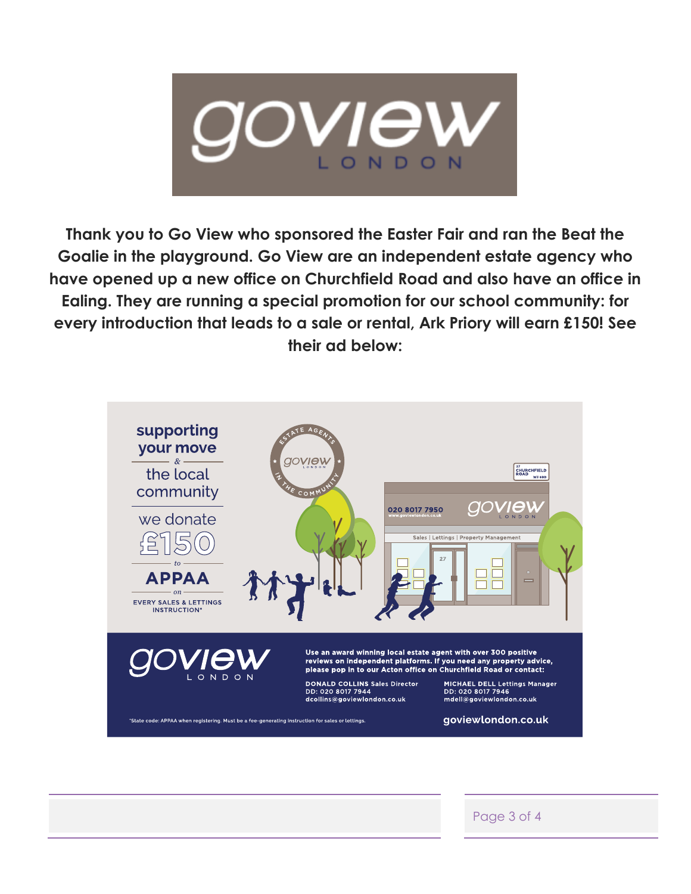**Thank you to Go View who sponsored the Easter Fair and ran the Beat the Goalie in the playground. Go View are an independent estate agency who have opened up a new office on Churchfield Road and also have an office in Ealing. They are running a special promotion for our school community: for every introduction that leads to a sale or rental, Ark Priory will earn £150! See their ad below:**

supporting your move & the local community

we donate £150 to APPAA on EVERY SALES & LETTINGS INSTRUCTION*

Use an award winning local estate agent with over 300 positive reviews on independent platforms. If you need any property advice, please pop in to our Acton office on Churchfield Road or contact:

DONALD COLLINS Sales Director
DD: 020 8017 7944
dcollins@goviewlondon.co.uk

MICHAEL DELL Lettings Manager
DD: 020 8017 7946
mdell@goviewlondon.co.uk

goviewlondon.co.uk

*State code: APPAA when registering. Must be a fee-generating instruction for sales or lettings.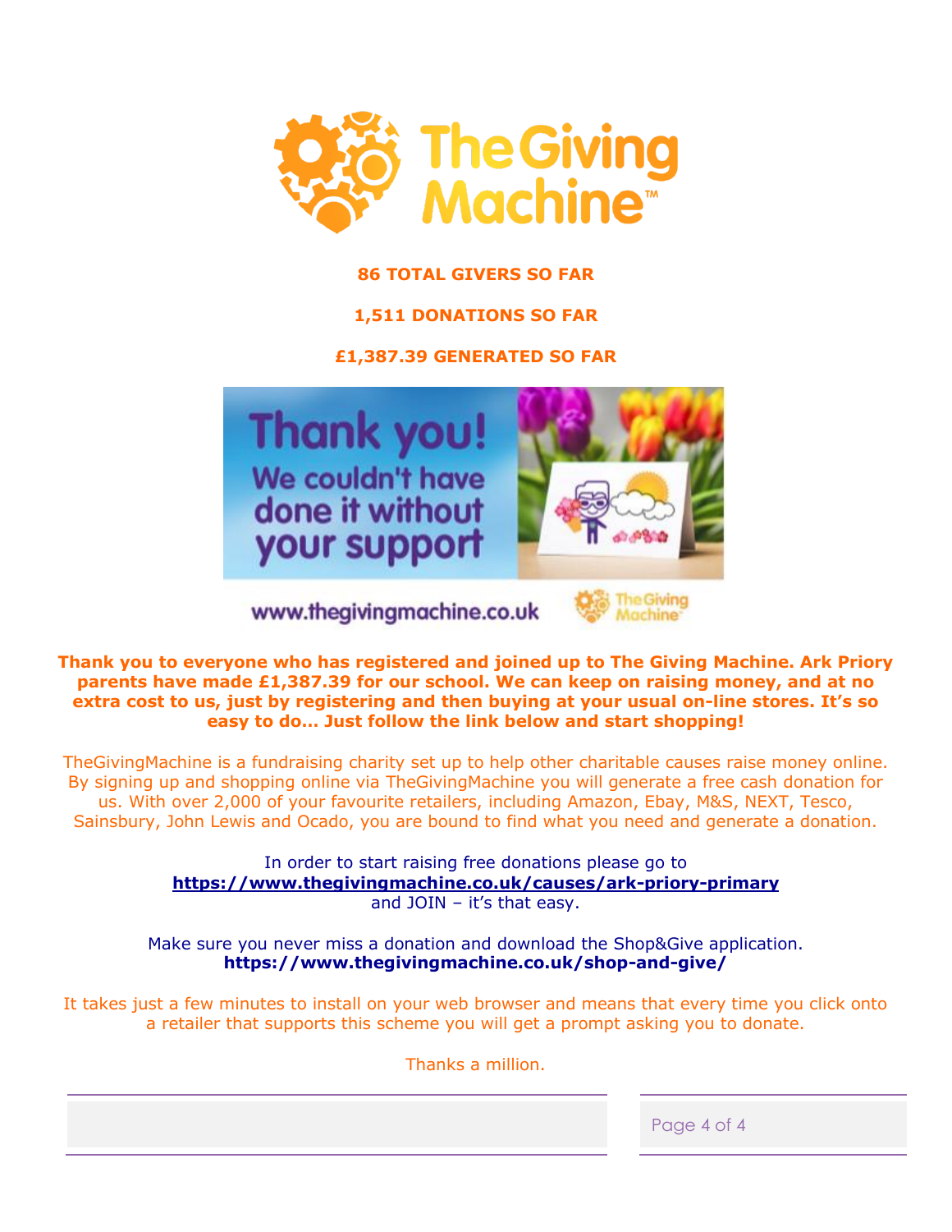**86 TOTAL GIVERS SO FAR**

**1,511 DONATIONS SO FAR**

**£1,387.39 GENERATED SO FAR**

**Thank you to everyone who has registered and joined up to The Giving Machine. Ark Priory parents have made £1,387.39 for our school. We can keep on raising money, and at no extra cost to us, just by registering and then buying at your usual on-line stores. It's so easy to do… Just follow the link below and start shopping!**

TheGivingMachine is a fundraising charity set up to help other charitable causes raise money online. By signing up and shopping online via TheGivingMachine you will generate a free cash donation for us. With over 2,000 of your favourite retailers, including Amazon, Ebay, M&S, NEXT, Tesco, Sainsbury, John Lewis and Ocado, you are bound to find what you need and generate a donation.

In order to start raising free donations please go to **https://www.thegivingmachine.co.uk/causes/ark-priory-primary** and JOIN – it's that easy.

Make sure you never miss a donation and download the Shop&Give application.
**https://www.thegivingmachine.co.uk/shop-and-give/**

It takes just a few minutes to install on your web browser and means that every time you click onto a retailer that supports this scheme you will get a prompt asking you to donate.

Thanks a million.